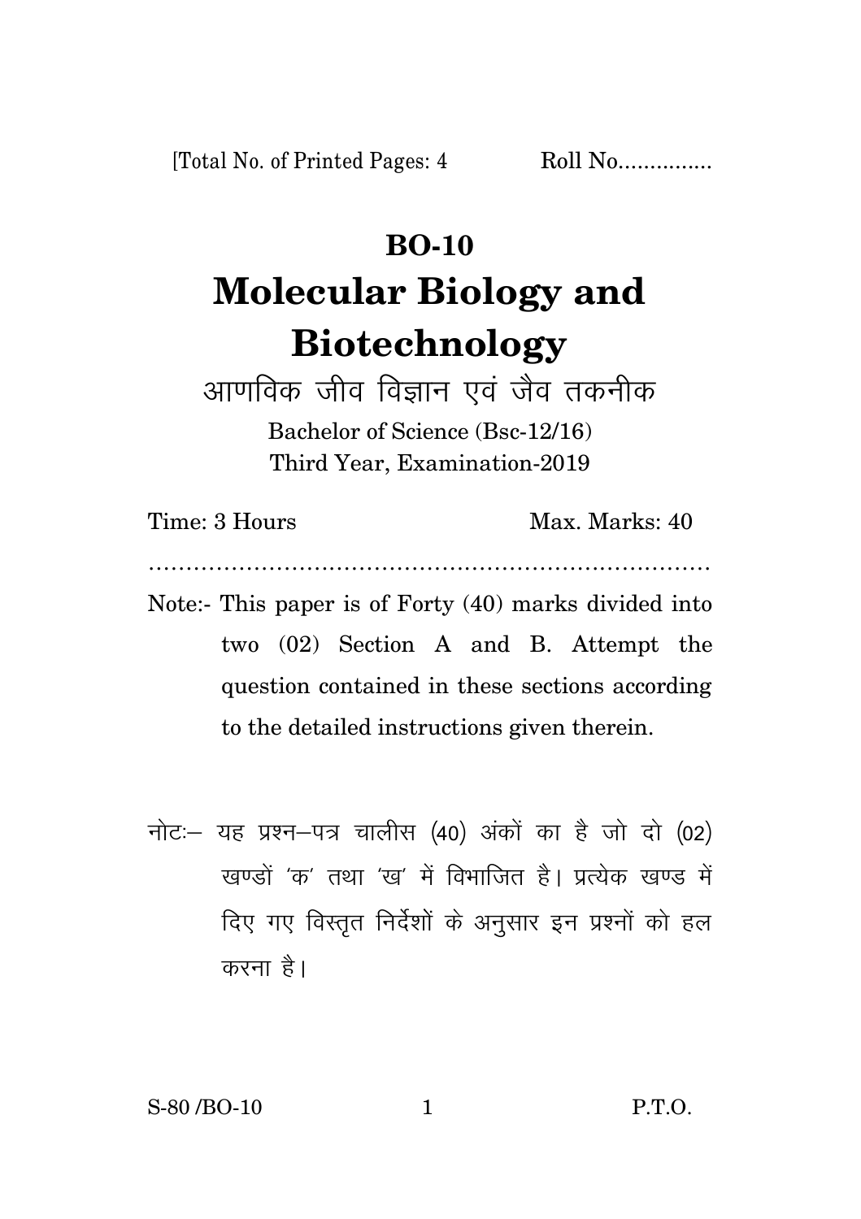[Total No. of Printed Pages: 4 Roll No...............

# BO-10

# Molecular Biology and Biotechnology

## आणविक जीव विज्ञान एवं जैव तकनीक

Bachelor of Science (Bsc-12/16)
Third Year, Examination-2019

Time: 3 Hours Max. Marks: 40

……………………………………………………………………

Note:- This paper is of Forty (40) marks divided into two (02) Section A and B. Attempt the question contained in these sections according to the detailed instructions given therein.

नोटः– यह प्रश्न–पत्र चालीस (40) अंकों का है जो दो (02) खण्डों 'क' तथा 'ख' में विभाजित है। प्रत्येक खण्ड में दिए गए विस्तृत निर्देशों के अनुसार इन प्रश्नों को हल करना है।

S-80 /BO-10 P.T.O.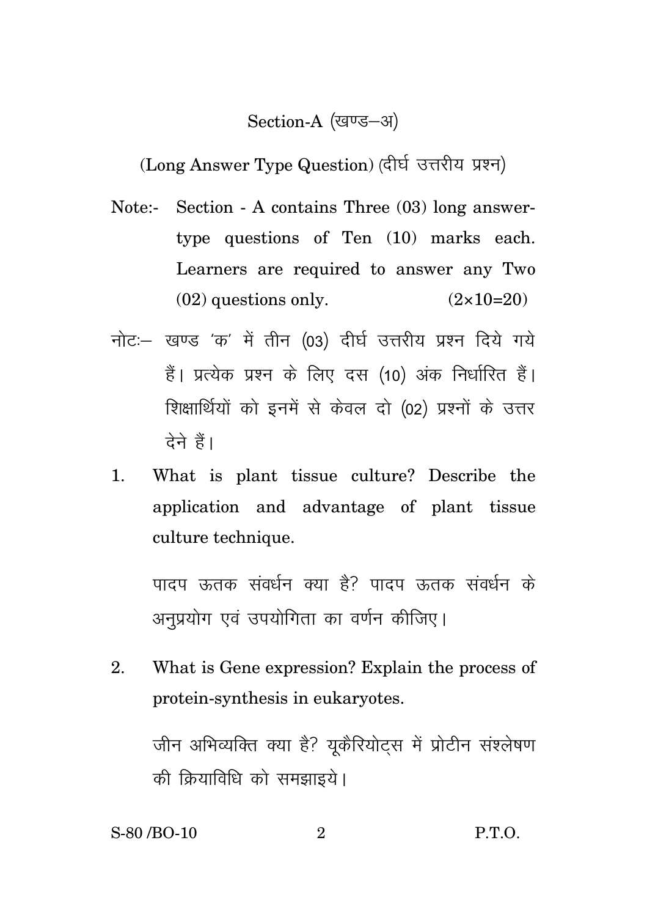## Section-A (खण्ड–अ)

(Long Answer Type Question) (दीर्घ उत्तरीय प्रश्न)

Note:- Section - A contains Three (03) long answer-type questions of Ten (10) marks each. Learners are required to answer any Two (02) questions only. (2×10=20)

नोटः– खण्ड 'क' में तीन (03) दीर्घ उत्तरीय प्रश्न दिये गये हैं। प्रत्येक प्रश्न के लिए दस (10) अंक निर्धारित हैं। शिक्षार्थियों को इनमें से केवल दो (02) प्रश्नों के उत्तर देने हैं।

1. What is plant tissue culture? Describe the application and advantage of plant tissue culture technique.

   पादप ऊतक संवर्धन क्या है? पादप ऊतक संवर्धन के अनुप्रयोग एवं उपयोगिता का वर्णन कीजिए।

2. What is Gene expression? Explain the process of protein-synthesis in eukaryotes.

   जीन अभिव्यक्ति क्या है? यूकैरियोट्स में प्रोटीन संश्लेषण की क्रियाविधि को समझाइये।

S-80 /BO-10 P.T.O.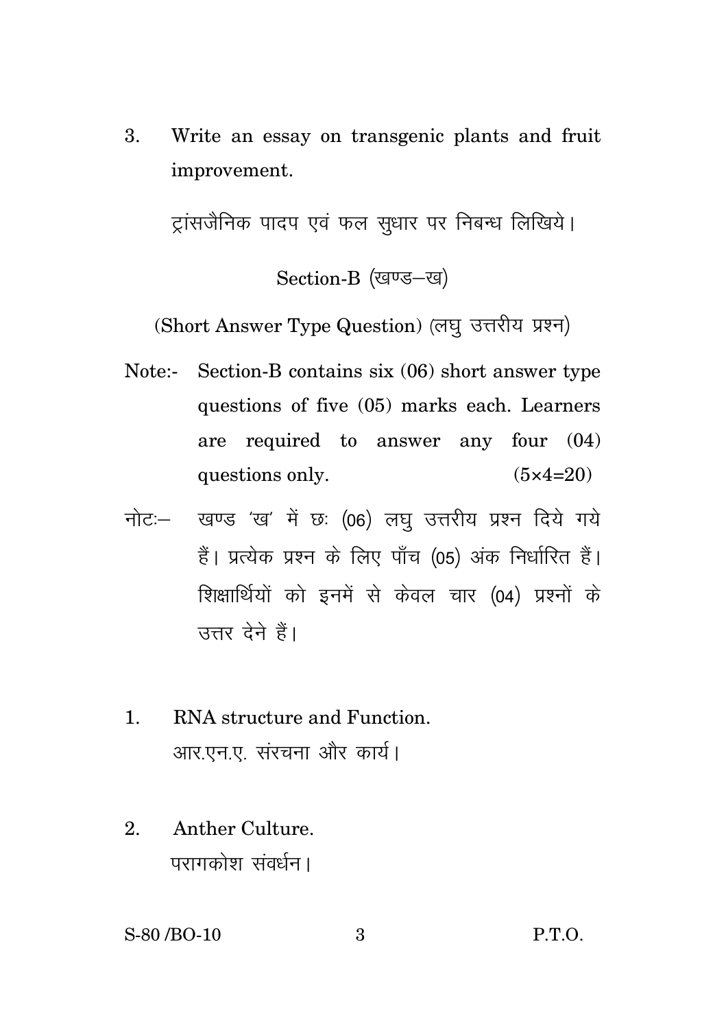3. Write an essay on transgenic plants and fruit improvement.

ट्रांसजैनिक पादप एवं फल सुधार पर निबन्ध लिखिये।

## Section-B (खण्ड–ख)

### (Short Answer Type Question) (लघु उत्तरीय प्रश्न)

Note:- Section-B contains six (06) short answer type questions of five (05) marks each. Learners are required to answer any four (04) questions only. (5×4=20)

नोटः– खण्ड 'ख' में छः (06) लघु उत्तरीय प्रश्न दिये गये हैं। प्रत्येक प्रश्न के लिए पाँच (05) अंक निर्धारित हैं। शिक्षार्थियों को इनमें से केवल चार (04) प्रश्नों के उत्तर देने हैं।

1. RNA structure and Function.
   आर.एन.ए. संरचना और कार्य।

2. Anther Culture.
   परागकोश संवर्धन।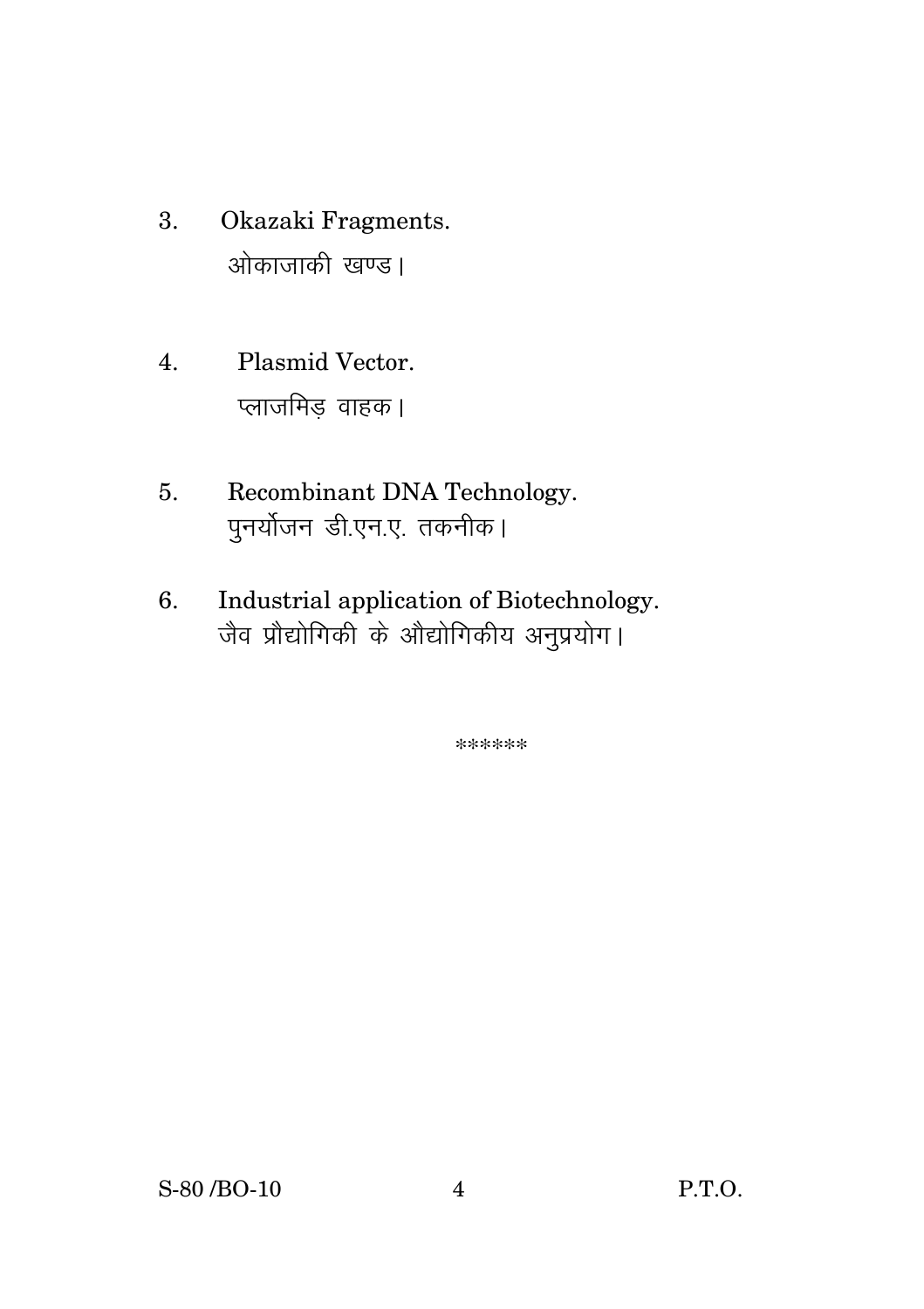3. Okazaki Fragments.
   ओकाजाकी खण्ड।

4. Plasmid Vector.
   प्लाजमिड़ वाहक।

5. Recombinant DNA Technology.
   पुनर्योजन डी.एन.ए. तकनीक।

6. Industrial application of Biotechnology.
   जैव प्रौद्योगिकी के औद्योगिकीय अनुप्रयोग।

******